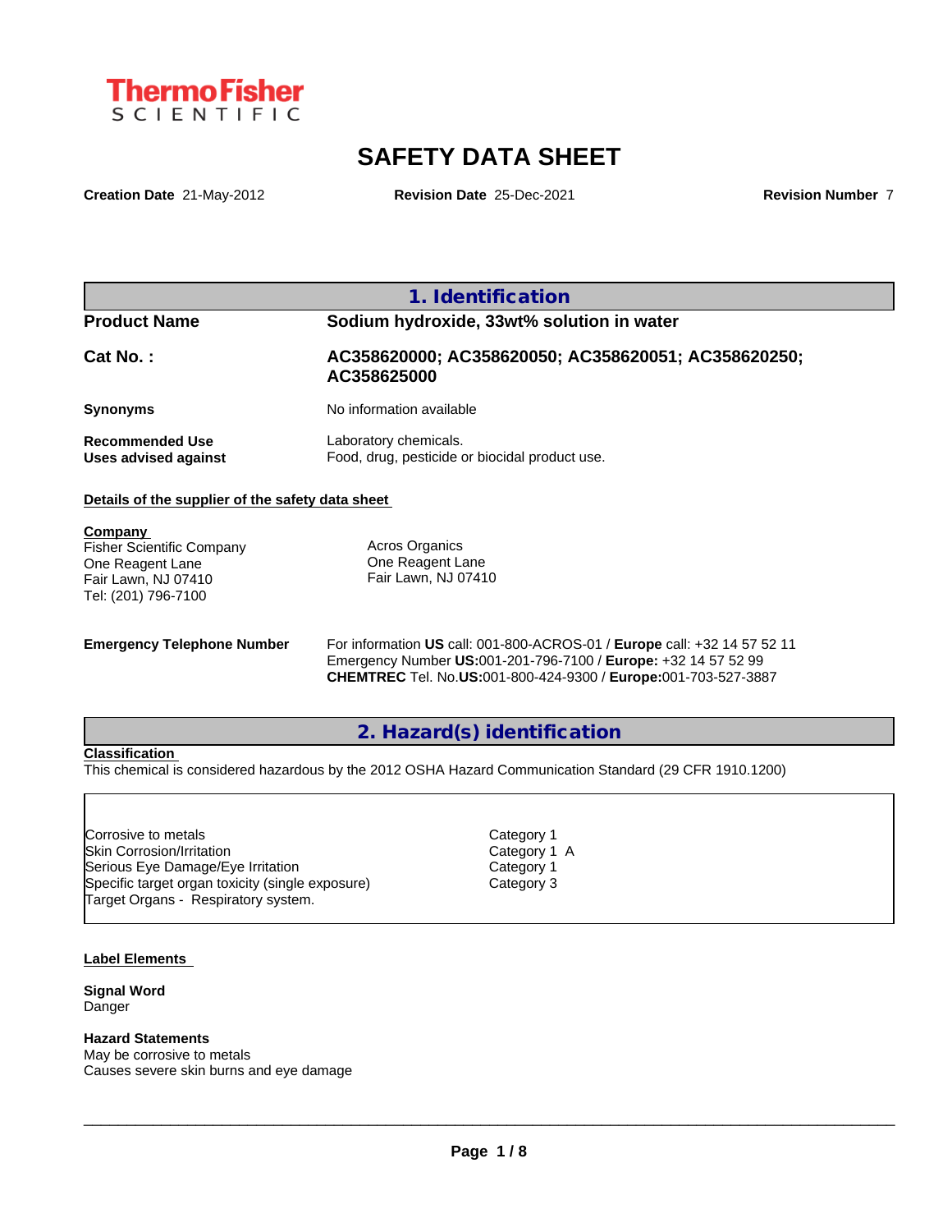ThermoFisher SCIENTIFIC

# SAFETY DATA SHEET

**Creation Date** 21-May-2012 **Revision Date** 25-Dec-2021 **Revision Number** 7

## 1. Identification

| | |
|---|---|
| **Product Name** | **Sodium hydroxide, 33wt% solution in water** |
| **Cat No. :** | **AC358620000; AC358620050; AC358620051; AC358620250; AC358625000** |
| **Synonyms** | No information available |
| **Recommended Use** | Laboratory chemicals. |
| **Uses advised against** | Food, drug, pesticide or biocidal product use. |

**Details of the supplier of the safety data sheet**

**Company**
Fisher Scientific Company
One Reagent Lane
Fair Lawn, NJ 07410
Tel: (201) 796-7100

Acros Organics
One Reagent Lane
Fair Lawn, NJ 07410

**Emergency Telephone Number**
For information **US** call: 001-800-ACROS-01 / **Europe** call: +32 14 57 52 11
Emergency Number **US:**001-201-796-7100 / **Europe:** +32 14 57 52 99
**CHEMTREC** Tel. No.**US:**001-800-424-9300 / **Europe:**001-703-527-3887

## 2. Hazard(s) identification

**Classification**
This chemical is considered hazardous by the 2012 OSHA Hazard Communication Standard (29 CFR 1910.1200)

| | |
|---|---|
| Corrosive to metals | Category 1 |
| Skin Corrosion/Irritation | Category 1 A |
| Serious Eye Damage/Eye Irritation | Category 1 |
| Specific target organ toxicity (single exposure) | Category 3 |
| Target Organs - Respiratory system. | |

**Label Elements**

**Signal Word**
Danger

**Hazard Statements**
May be corrosive to metals
Causes severe skin burns and eye damage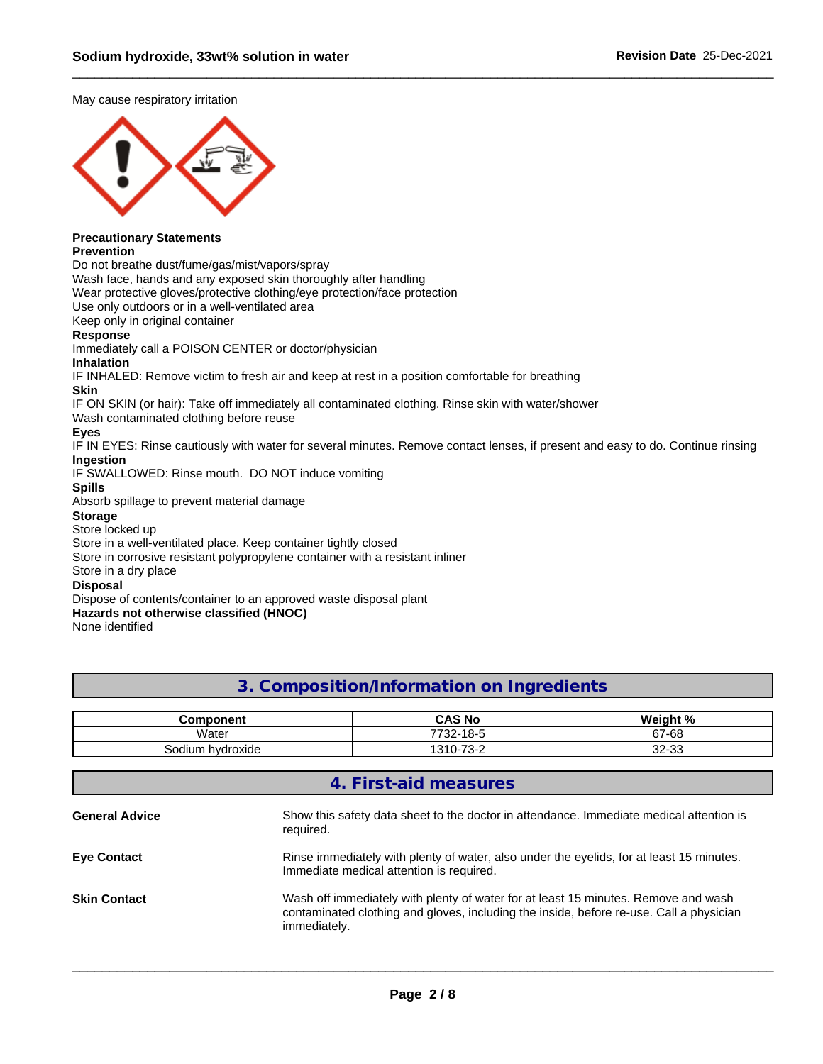May cause respiratory irritation

**Precautionary Statements**
**Prevention**
Do not breathe dust/fume/gas/mist/vapors/spray
Wash face, hands and any exposed skin thoroughly after handling
Wear protective gloves/protective clothing/eye protection/face protection
Use only outdoors or in a well-ventilated area
Keep only in original container
**Response**
Immediately call a POISON CENTER or doctor/physician
**Inhalation**
IF INHALED: Remove victim to fresh air and keep at rest in a position comfortable for breathing
**Skin**
IF ON SKIN (or hair): Take off immediately all contaminated clothing. Rinse skin with water/shower
Wash contaminated clothing before reuse
**Eyes**
IF IN EYES: Rinse cautiously with water for several minutes. Remove contact lenses, if present and easy to do. Continue rinsing
**Ingestion**
IF SWALLOWED: Rinse mouth. DO NOT induce vomiting
**Spills**
Absorb spillage to prevent material damage
**Storage**
Store locked up
Store in a well-ventilated place. Keep container tightly closed
Store in corrosive resistant polypropylene container with a resistant inliner
Store in a dry place
**Disposal**
Dispose of contents/container to an approved waste disposal plant
**Hazards not otherwise classified (HNOC)**
None identified

## 3. Composition/Information on Ingredients

| Component | CAS No | Weight % |
|---|---|---|
| Water | 7732-18-5 | 67-68 |
| Sodium hydroxide | 1310-73-2 | 32-33 |

## 4. First-aid measures

**General Advice**
Show this safety data sheet to the doctor in attendance. Immediate medical attention is required.

**Eye Contact**
Rinse immediately with plenty of water, also under the eyelids, for at least 15 minutes. Immediate medical attention is required.

**Skin Contact**
Wash off immediately with plenty of water for at least 15 minutes. Remove and wash contaminated clothing and gloves, including the inside, before re-use. Call a physician immediately.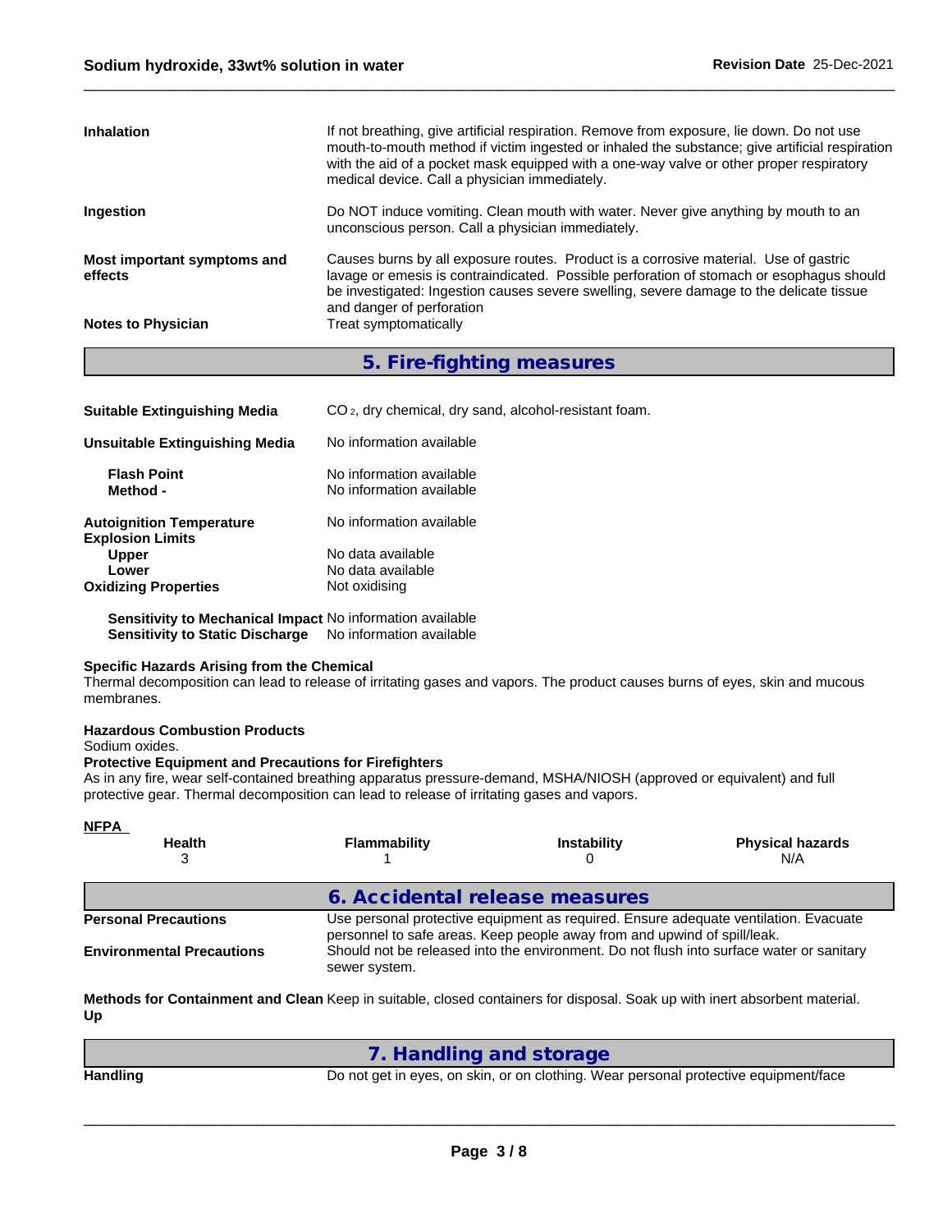| | |
|---|---|
| **Inhalation** | If not breathing, give artificial respiration. Remove from exposure, lie down. Do not use mouth-to-mouth method if victim ingested or inhaled the substance; give artificial respiration with the aid of a pocket mask equipped with a one-way valve or other proper respiratory medical device. Call a physician immediately. |
| **Ingestion** | Do NOT induce vomiting. Clean mouth with water. Never give anything by mouth to an unconscious person. Call a physician immediately. |
| **Most important symptoms and effects** | Causes burns by all exposure routes. Product is a corrosive material. Use of gastric lavage or emesis is contraindicated. Possible perforation of stomach or esophagus should be investigated: Ingestion causes severe swelling, severe damage to the delicate tissue and danger of perforation |
| **Notes to Physician** | Treat symptomatically |

## 5. Fire-fighting measures

| | |
|---|---|
| **Suitable Extinguishing Media** | $CO_2$, dry chemical, dry sand, alcohol-resistant foam. |
| **Unsuitable Extinguishing Media** | No information available |
| **Flash Point** | No information available |
| **Method -** | No information available |
| **Autoignition Temperature** | No information available |
| **Explosion Limits** | |
| **Upper** | No data available |
| **Lower** | No data available |
| **Oxidizing Properties** | Not oxidising |
| **Sensitivity to Mechanical Impact** | No information available |
| **Sensitivity to Static Discharge** | No information available |

**Specific Hazards Arising from the Chemical**
Thermal decomposition can lead to release of irritating gases and vapors. The product causes burns of eyes, skin and mucous membranes.

**Hazardous Combustion Products**
Sodium oxides.

**Protective Equipment and Precautions for Firefighters**
As in any fire, wear self-contained breathing apparatus pressure-demand, MSHA/NIOSH (approved or equivalent) and full protective gear. Thermal decomposition can lead to release of irritating gases and vapors.

**NFPA**

| Health | Flammability | Instability | Physical hazards |
|---|---|---|---|
| 3 | 1 | 0 | N/A |

## 6. Accidental release measures

| | |
|---|---|
| **Personal Precautions** | Use personal protective equipment as required. Ensure adequate ventilation. Evacuate personnel to safe areas. Keep people away from and upwind of spill/leak. |
| **Environmental Precautions** | Should not be released into the environment. Do not flush into surface water or sanitary sewer system. |
| **Methods for Containment and Clean Up** | Keep in suitable, closed containers for disposal. Soak up with inert absorbent material. |

## 7. Handling and storage

| | |
|---|---|
| **Handling** | Do not get in eyes, on skin, or on clothing. Wear personal protective equipment/face |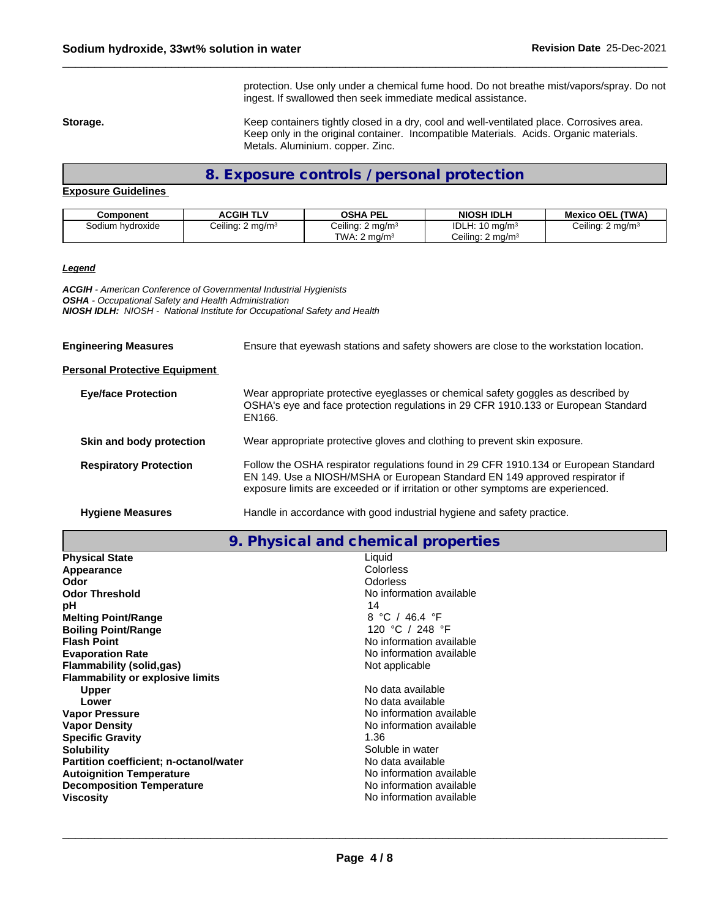protection. Use only under a chemical fume hood. Do not breathe mist/vapors/spray. Do not ingest. If swallowed then seek immediate medical assistance.

**Storage.** Keep containers tightly closed in a dry, cool and well-ventilated place. Corrosives area. Keep only in the original container. Incompatible Materials. Acids. Organic materials. Metals. Aluminium. copper. Zinc.

## 8. Exposure controls / personal protection

**Exposure Guidelines**

| Component | ACGIH TLV | OSHA PEL | NIOSH IDLH | Mexico OEL (TWA) |
|---|---|---|---|---|
| Sodium hydroxide | Ceiling: 2 mg/m³ | Ceiling: 2 mg/m³<br>TWA: 2 mg/m³ | IDLH: 10 mg/m³<br>Ceiling: 2 mg/m³ | Ceiling: 2 mg/m³ |

***Legend***

***ACGIH** - American Conference of Governmental Industrial Hygienists*
***OSHA** - Occupational Safety and Health Administration*
***NIOSH IDLH:** NIOSH - National Institute for Occupational Safety and Health*

**Engineering Measures** Ensure that eyewash stations and safety showers are close to the workstation location.

**Personal Protective Equipment**

**Eye/face Protection** Wear appropriate protective eyeglasses or chemical safety goggles as described by OSHA's eye and face protection regulations in 29 CFR 1910.133 or European Standard EN166.

**Skin and body protection** Wear appropriate protective gloves and clothing to prevent skin exposure.

**Respiratory Protection** Follow the OSHA respirator regulations found in 29 CFR 1910.134 or European Standard EN 149. Use a NIOSH/MSHA or European Standard EN 149 approved respirator if exposure limits are exceeded or if irritation or other symptoms are experienced.

**Hygiene Measures** Handle in accordance with good industrial hygiene and safety practice.

## 9. Physical and chemical properties

| | |
|---|---|
| **Physical State** | Liquid |
| **Appearance** | Colorless |
| **Odor** | Odorless |
| **Odor Threshold** | No information available |
| **pH** | 14 |
| **Melting Point/Range** | 8 °C / 46.4 °F |
| **Boiling Point/Range** | 120 °C / 248 °F |
| **Flash Point** | No information available |
| **Evaporation Rate** | No information available |
| **Flammability (solid,gas)** | Not applicable |
| **Flammability or explosive limits** | |
| **Upper** | No data available |
| **Lower** | No data available |
| **Vapor Pressure** | No information available |
| **Vapor Density** | No information available |
| **Specific Gravity** | 1.36 |
| **Solubility** | Soluble in water |
| **Partition coefficient; n-octanol/water** | No data available |
| **Autoignition Temperature** | No information available |
| **Decomposition Temperature** | No information available |
| **Viscosity** | No information available |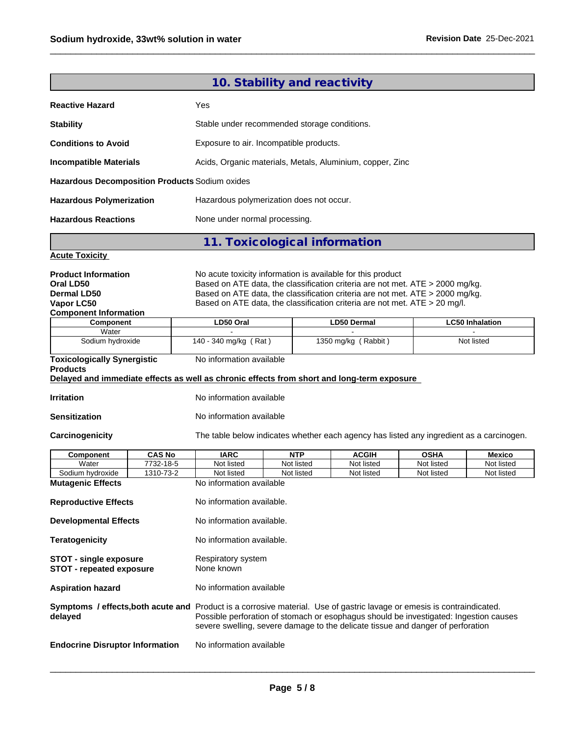## 10. Stability and reactivity

**Reactive Hazard** Yes

**Stability** Stable under recommended storage conditions.

**Conditions to Avoid** Exposure to air. Incompatible products.

**Incompatible Materials** Acids, Organic materials, Metals, Aluminium, copper, Zinc

**Hazardous Decomposition Products** Sodium oxides

**Hazardous Polymerization** Hazardous polymerization does not occur.

**Hazardous Reactions** None under normal processing.

## 11. Toxicological information

**Acute Toxicity**

**Product Information** No acute toxicity information is available for this product
**Oral LD50** Based on ATE data, the classification criteria are not met. ATE > 2000 mg/kg.
**Dermal LD50** Based on ATE data, the classification criteria are not met. ATE > 2000 mg/kg.
**Vapor LC50** Based on ATE data, the classification criteria are not met. ATE > 20 mg/l.
**Component Information**

| Component | LD50 Oral | LD50 Dermal | LC50 Inhalation |
|---|---|---|---|
| Water | - | - | - |
| Sodium hydroxide | 140 - 340 mg/kg ( Rat ) | 1350 mg/kg ( Rabbit ) | Not listed |

**Toxicologically Synergistic Products** No information available

**Delayed and immediate effects as well as chronic effects from short and long-term exposure**

**Irritation** No information available

**Sensitization** No information available

**Carcinogenicity** The table below indicates whether each agency has listed any ingredient as a carcinogen.

| Component | CAS No | IARC | NTP | ACGIH | OSHA | Mexico |
|---|---|---|---|---|---|---|
| Water | 7732-18-5 | Not listed | Not listed | Not listed | Not listed | Not listed |
| Sodium hydroxide | 1310-73-2 | Not listed | Not listed | Not listed | Not listed | Not listed |

**Mutagenic Effects** No information available

**Reproductive Effects** No information available.

**Developmental Effects** No information available.

**Teratogenicity** No information available.

**STOT - single exposure** Respiratory system
**STOT - repeated exposure** None known

**Aspiration hazard** No information available

**Symptoms / effects,both acute and delayed** Product is a corrosive material. Use of gastric lavage or emesis is contraindicated. Possible perforation of stomach or esophagus should be investigated: Ingestion causes severe swelling, severe damage to the delicate tissue and danger of perforation

**Endocrine Disruptor Information** No information available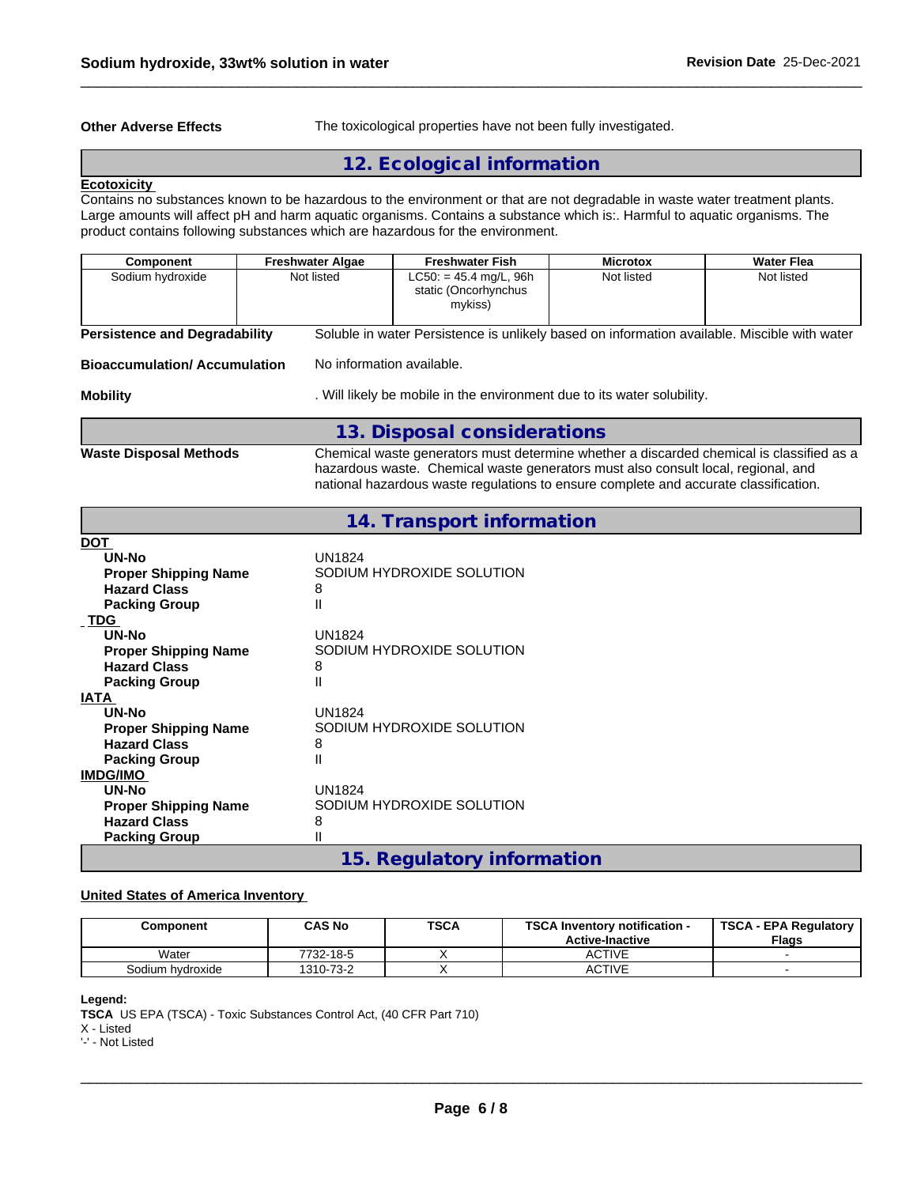**Other Adverse Effects** The toxicological properties have not been fully investigated.

## 12. Ecological information

**Ecotoxicity**

Contains no substances known to be hazardous to the environment or that are not degradable in waste water treatment plants. Large amounts will affect pH and harm aquatic organisms. Contains a substance which is:. Harmful to aquatic organisms. The product contains following substances which are hazardous for the environment.

| Component | Freshwater Algae | Freshwater Fish | Microtox | Water Flea |
|---|---|---|---|---|
| Sodium hydroxide | Not listed | LC50: = 45.4 mg/L, 96h static (Oncorhynchus mykiss) | Not listed | Not listed |

**Persistence and Degradability** Soluble in water Persistence is unlikely based on information available. Miscible with water

**Bioaccumulation/ Accumulation** No information available.

**Mobility** . Will likely be mobile in the environment due to its water solubility.

## 13. Disposal considerations

**Waste Disposal Methods** Chemical waste generators must determine whether a discarded chemical is classified as a hazardous waste. Chemical waste generators must also consult local, regional, and national hazardous waste regulations to ensure complete and accurate classification.

## 14. Transport information

**DOT**

- **UN-No** UN1824
- **Proper Shipping Name** SODIUM HYDROXIDE SOLUTION
- **Hazard Class** 8
- **Packing Group** II

**TDG**

- **UN-No** UN1824
- **Proper Shipping Name** SODIUM HYDROXIDE SOLUTION
- **Hazard Class** 8
- **Packing Group** II

**IATA**

- **UN-No** UN1824
- **Proper Shipping Name** SODIUM HYDROXIDE SOLUTION
- **Hazard Class** 8
- **Packing Group** II

**IMDG/IMO**

- **UN-No** UN1824
- **Proper Shipping Name** SODIUM HYDROXIDE SOLUTION
- **Hazard Class** 8
- **Packing Group** II

## 15. Regulatory information

**United States of America Inventory**

| Component | CAS No | TSCA | TSCA Inventory notification - Active-Inactive | TSCA - EPA Regulatory Flags |
|---|---|---|---|---|
| Water | 7732-18-5 | X | ACTIVE | - |
| Sodium hydroxide | 1310-73-2 | X | ACTIVE | - |

**Legend:**

**TSCA** US EPA (TSCA) - Toxic Substances Control Act, (40 CFR Part 710)

X - Listed

'-' - Not Listed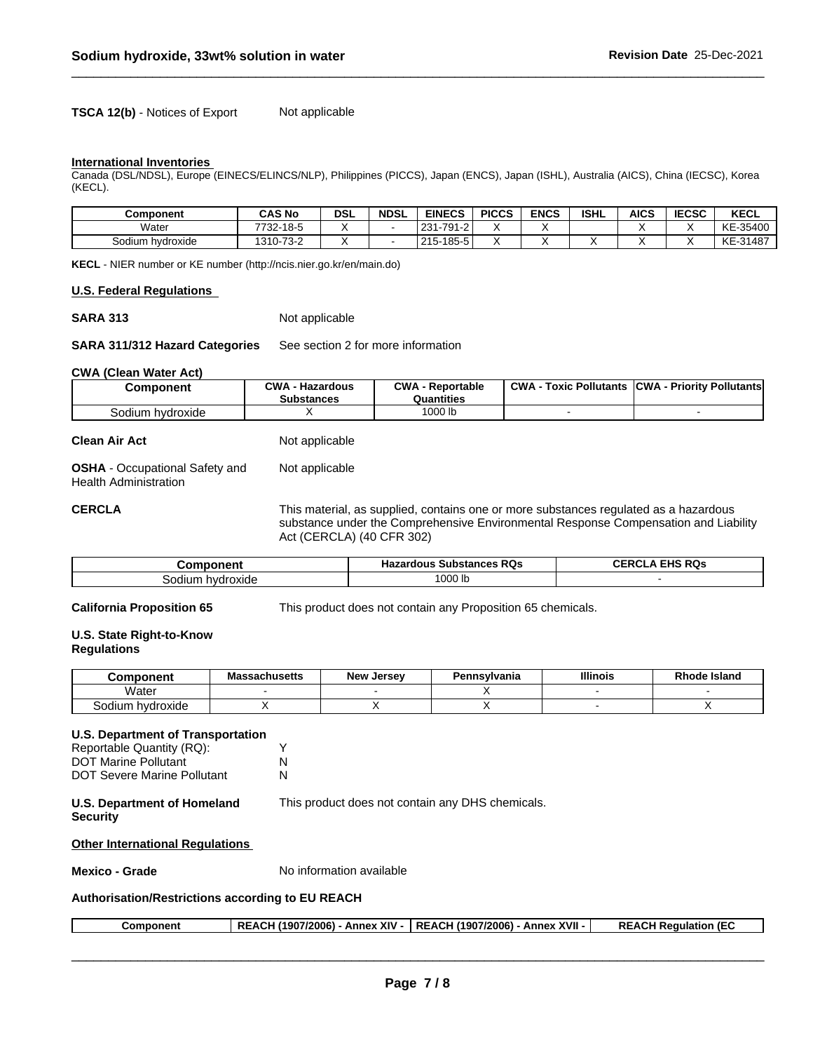**TSCA 12(b)** - Notices of Export Not applicable

**International Inventories**

Canada (DSL/NDSL), Europe (EINECS/ELINCS/NLP), Philippines (PICCS), Japan (ENCS), Japan (ISHL), Australia (AICS), China (IECSC), Korea (KECL).

| Component | CAS No | DSL | NDSL | EINECS | PICCS | ENCS | ISHL | AICS | IECSC | KECL |
|---|---|---|---|---|---|---|---|---|---|---|
| Water | 7732-18-5 | X | - | 231-791-2 | X | X | | X | X | KE-35400 |
| Sodium hydroxide | 1310-73-2 | X | - | 215-185-5 | X | X | X | X | X | KE-31487 |

**KECL** - NIER number or KE number (http://ncis.nier.go.kr/en/main.do)

**U.S. Federal Regulations**

**SARA 313** Not applicable

**SARA 311/312 Hazard Categories** See section 2 for more information

**CWA (Clean Water Act)**

| Component | CWA - Hazardous Substances | CWA - Reportable Quantities | CWA - Toxic Pollutants | CWA - Priority Pollutants |
|---|---|---|---|---|
| Sodium hydroxide | X | 1000 lb | - | - |

**Clean Air Act** Not applicable

**OSHA** - Occupational Safety and Health Administration Not applicable

**CERCLA** This material, as supplied, contains one or more substances regulated as a hazardous substance under the Comprehensive Environmental Response Compensation and Liability Act (CERCLA) (40 CFR 302)

| Component | Hazardous Substances RQs | CERCLA EHS RQs |
|---|---|---|
| Sodium hydroxide | 1000 lb | - |

**California Proposition 65** This product does not contain any Proposition 65 chemicals.

**U.S. State Right-to-Know Regulations**

| Component | Massachusetts | New Jersey | Pennsylvania | Illinois | Rhode Island |
|---|---|---|---|---|---|
| Water | - | - | X | - | - |
| Sodium hydroxide | X | X | X | - | X |

**U.S. Department of Transportation**

Reportable Quantity (RQ): Y
DOT Marine Pollutant N
DOT Severe Marine Pollutant N

**U.S. Department of Homeland Security** This product does not contain any DHS chemicals.

**Other International Regulations**

**Mexico - Grade** No information available

**Authorisation/Restrictions according to EU REACH**

| Component | REACH (1907/2006) - Annex XIV - | REACH (1907/2006) - Annex XVII - | REACH Regulation (EC |
|---|---|---|---|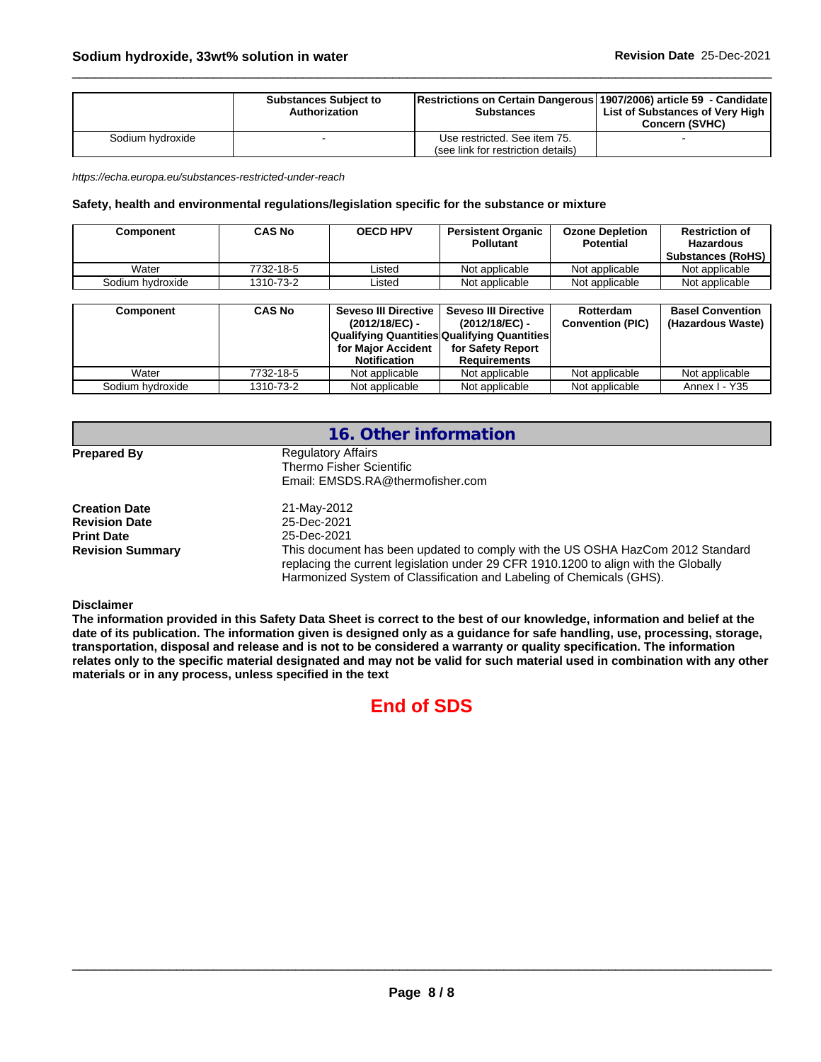| | Substances Subject to Authorization | Restrictions on Certain Dangerous Substances | 1907/2006) article 59 - Candidate List of Substances of Very High Concern (SVHC) |
|---|---|---|---|
| Sodium hydroxide | - | Use restricted. See item 75. (see link for restriction details) | - |

*https://echa.europa.eu/substances-restricted-under-reach*

**Safety, health and environmental regulations/legislation specific for the substance or mixture**

| Component | CAS No | OECD HPV | Persistent Organic Pollutant | Ozone Depletion Potential | Restriction of Hazardous Substances (RoHS) |
|---|---|---|---|---|---|
| Water | 7732-18-5 | Listed | Not applicable | Not applicable | Not applicable |
| Sodium hydroxide | 1310-73-2 | Listed | Not applicable | Not applicable | Not applicable |

| Component | CAS No | Seveso III Directive (2012/18/EC) - Qualifying Quantities for Major Accident Notification | Seveso III Directive (2012/18/EC) - Qualifying Quantities for Safety Report Requirements | Rotterdam Convention (PIC) | Basel Convention (Hazardous Waste) |
|---|---|---|---|---|---|
| Water | 7732-18-5 | Not applicable | Not applicable | Not applicable | Not applicable |
| Sodium hydroxide | 1310-73-2 | Not applicable | Not applicable | Not applicable | Annex I - Y35 |

## 16. Other information

**Prepared By**
Regulatory Affairs
Thermo Fisher Scientific
Email: EMSDS.RA@thermofisher.com

**Creation Date** 21-May-2012
**Revision Date** 25-Dec-2021
**Print Date** 25-Dec-2021
**Revision Summary** This document has been updated to comply with the US OSHA HazCom 2012 Standard replacing the current legislation under 29 CFR 1910.1200 to align with the Globally Harmonized System of Classification and Labeling of Chemicals (GHS).

**Disclaimer**

**The information provided in this Safety Data Sheet is correct to the best of our knowledge, information and belief at the date of its publication. The information given is designed only as a guidance for safe handling, use, processing, storage, transportation, disposal and release and is not to be considered a warranty or quality specification. The information relates only to the specific material designated and may not be valid for such material used in combination with any other materials or in any process, unless specified in the text**

**End of SDS**